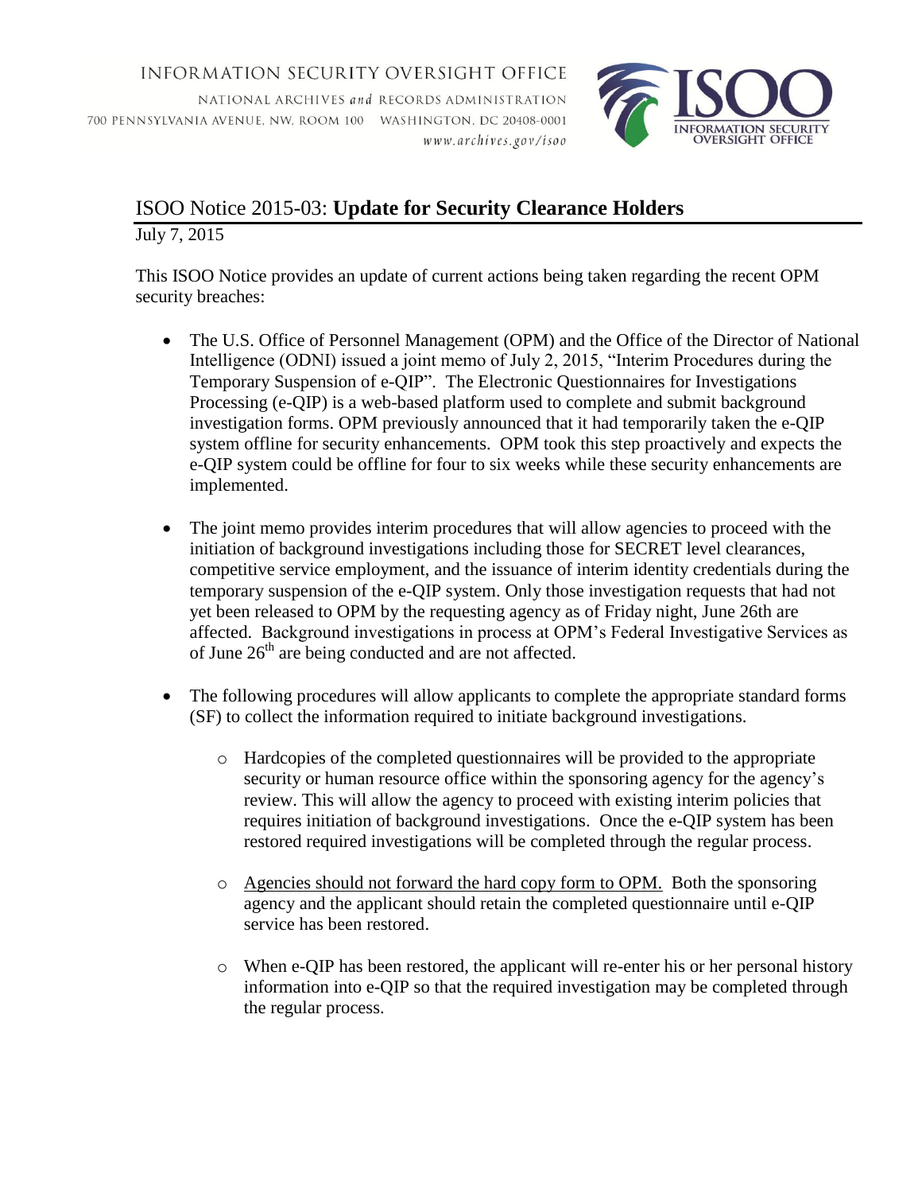INFORMATION SECURITY OVERSIGHT OFFICE

NATIONAL ARCHIVES *and* RECORDS ADMINISTRATION

700 PENNSYLVANIA AVENUE, NW, ROOM 100 WASHINGTON, DC 20408-0001

*www.archives.gov/isoo*

# ISOO Notice 2015-03: **Update for Security Clearance Holders**

July 7, 2015

This ISOO Notice provides an update of current actions being taken regarding the recent OPM security breaches:

- The U.S. Office of Personnel Management (OPM) and the Office of the Director of National Intelligence (ODNI) issued a joint memo of July 2, 2015, "Interim Procedures during the Temporary Suspension of e-QIP". The Electronic Questionnaires for Investigations Processing (e-QIP) is a web-based platform used to complete and submit background investigation forms. OPM previously announced that it had temporarily taken the e-QIP system offline for security enhancements. OPM took this step proactively and expects the e-QIP system could be offline for four to six weeks while these security enhancements are implemented.

- The joint memo provides interim procedures that will allow agencies to proceed with the initiation of background investigations including those for SECRET level clearances, competitive service employment, and the issuance of interim identity credentials during the temporary suspension of the e-QIP system. Only those investigation requests that had not yet been released to OPM by the requesting agency as of Friday night, June 26th are affected. Background investigations in process at OPM's Federal Investigative Services as of June 26th are being conducted and are not affected.

- The following procedures will allow applicants to complete the appropriate standard forms (SF) to collect the information required to initiate background investigations.

    - Hardcopies of the completed questionnaires will be provided to the appropriate security or human resource office within the sponsoring agency for the agency's review. This will allow the agency to proceed with existing interim policies that requires initiation of background investigations. Once the e-QIP system has been restored required investigations will be completed through the regular process.

    - <u>Agencies should not forward the hard copy form to OPM.</u> Both the sponsoring agency and the applicant should retain the completed questionnaire until e-QIP service has been restored.

    - When e-QIP has been restored, the applicant will re-enter his or her personal history information into e-QIP so that the required investigation may be completed through the regular process.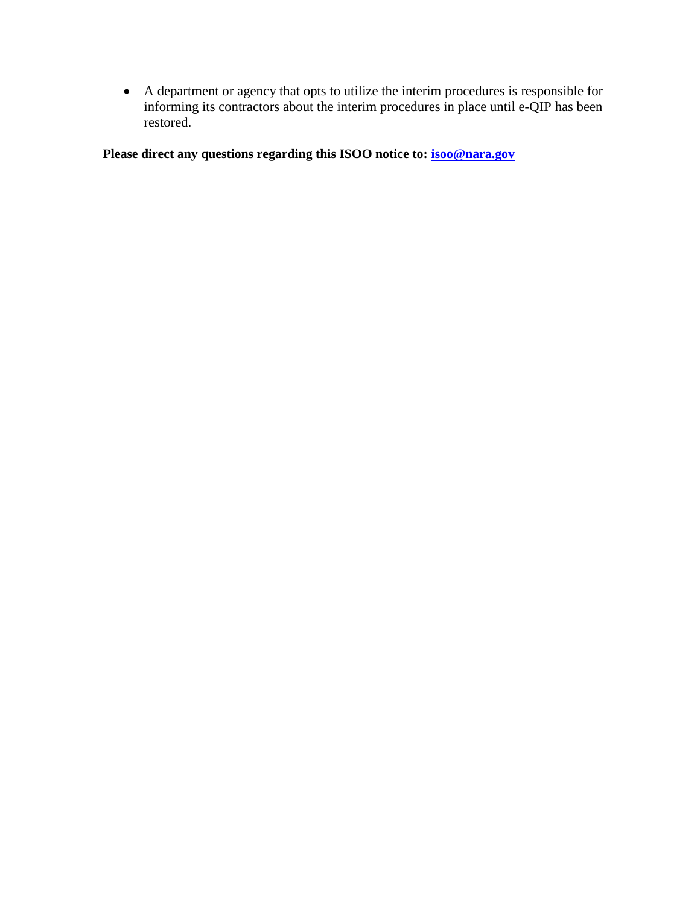- A department or agency that opts to utilize the interim procedures is responsible for informing its contractors about the interim procedures in place until e-QIP has been restored.

**Please direct any questions regarding this ISOO notice to: [isoo@nara.gov](mailto:isoo@nara.gov)**